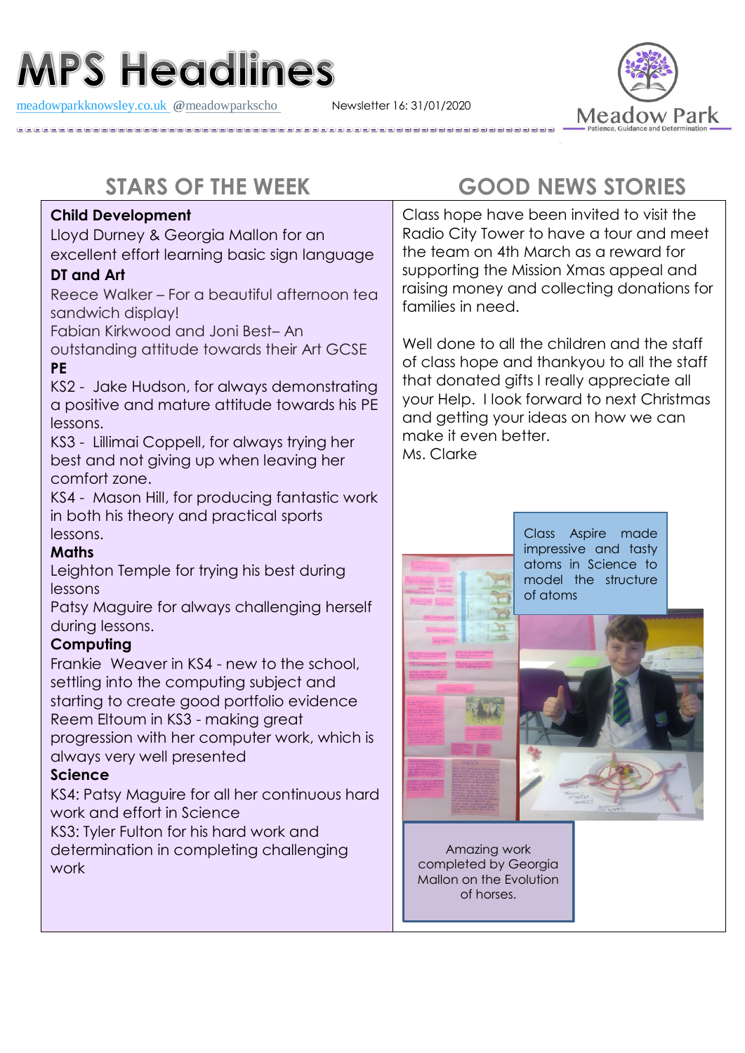# MPS Headlines

meadowparkknowsley.co.uk @meadowparkscho Newsletter 16: 31/01/2020

Meadow Park
Patience, Guidance and Determination

## STARS OF THE WEEK

**Child Development**
Lloyd Durney & Georgia Mallon for an excellent effort learning basic sign language

**DT and Art**
Reece Walker – For a beautiful afternoon tea sandwich display!
Fabian Kirkwood and Joni Best– An outstanding attitude towards their Art GCSE

**PE**
KS2 - Jake Hudson, for always demonstrating a positive and mature attitude towards his PE lessons.
KS3 - Lillimai Coppell, for always trying her best and not giving up when leaving her comfort zone.
KS4 - Mason Hill, for producing fantastic work in both his theory and practical sports lessons.

**Maths**
Leighton Temple for trying his best during lessons
Patsy Maguire for always challenging herself during lessons.

**Computing**
Frankie Weaver in KS4 - new to the school, settling into the computing subject and starting to create good portfolio evidence
Reem Eltoum in KS3 - making great progression with her computer work, which is always very well presented

**Science**
KS4: Patsy Maguire for all her continuous hard work and effort in Science
KS3: Tyler Fulton for his hard work and determination in completing challenging work

## GOOD NEWS STORIES

Class hope have been invited to visit the Radio City Tower to have a tour and meet the team on 4th March as a reward for supporting the Mission Xmas appeal and raising money and collecting donations for families in need.

Well done to all the children and the staff of class hope and thankyou to all the staff that donated gifts I really appreciate all your Help. I look forward to next Christmas and getting your ideas on how we can make it even better.
Ms. Clarke

Class Aspire made impressive and tasty atoms in Science to model the structure of atoms

Amazing work completed by Georgia Mallon on the Evolution of horses.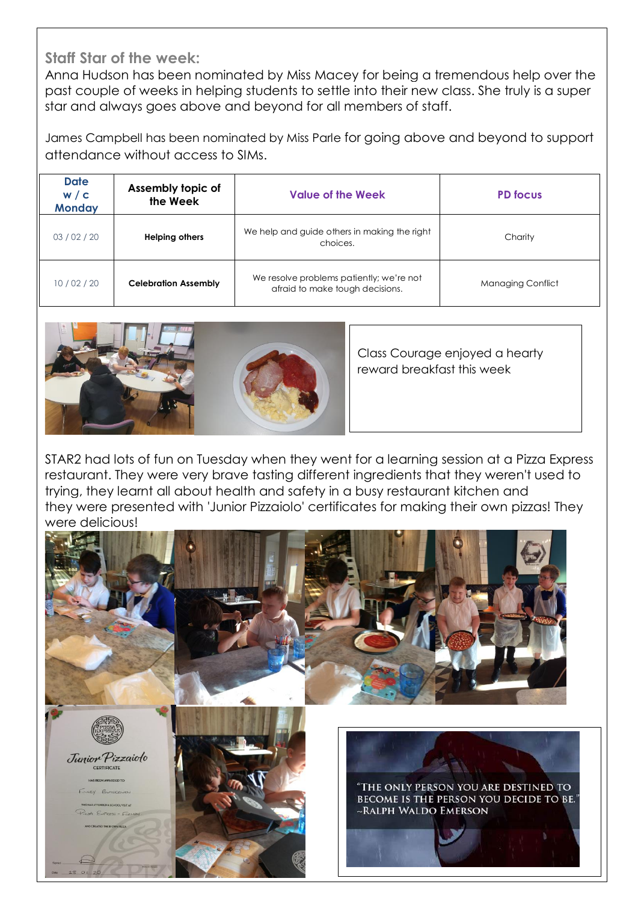## Staff Star of the week:

Anna Hudson has been nominated by Miss Macey for being a tremendous help over the past couple of weeks in helping students to settle into their new class. She truly is a super star and always goes above and beyond for all members of staff.

James Campbell has been nominated by Miss Parle for going above and beyond to support attendance without access to SIMs.

| Date w / c Monday | Assembly topic of the Week | Value of the Week | PD focus |
|---|---|---|---|
| 03 / 02 / 20 | **Helping others** | We help and guide others in making the right choices. | Charity |
| 10 / 02 / 20 | **Celebration Assembly** | We resolve problems patiently; we're not afraid to make tough decisions. | Managing Conflict |

Class Courage enjoyed a hearty reward breakfast this week

STAR2 had lots of fun on Tuesday when they went for a learning session at a Pizza Express restaurant. They were very brave tasting different ingredients that they weren't used to trying, they learnt all about health and safety in a busy restaurant kitchen and they were presented with 'Junior Pizzaiolo' certificates for making their own pizzas! They were delicious!

"THE ONLY PERSON YOU ARE DESTINED TO BECOME IS THE PERSON YOU DECIDE TO BE." ~RALPH WALDO EMERSON